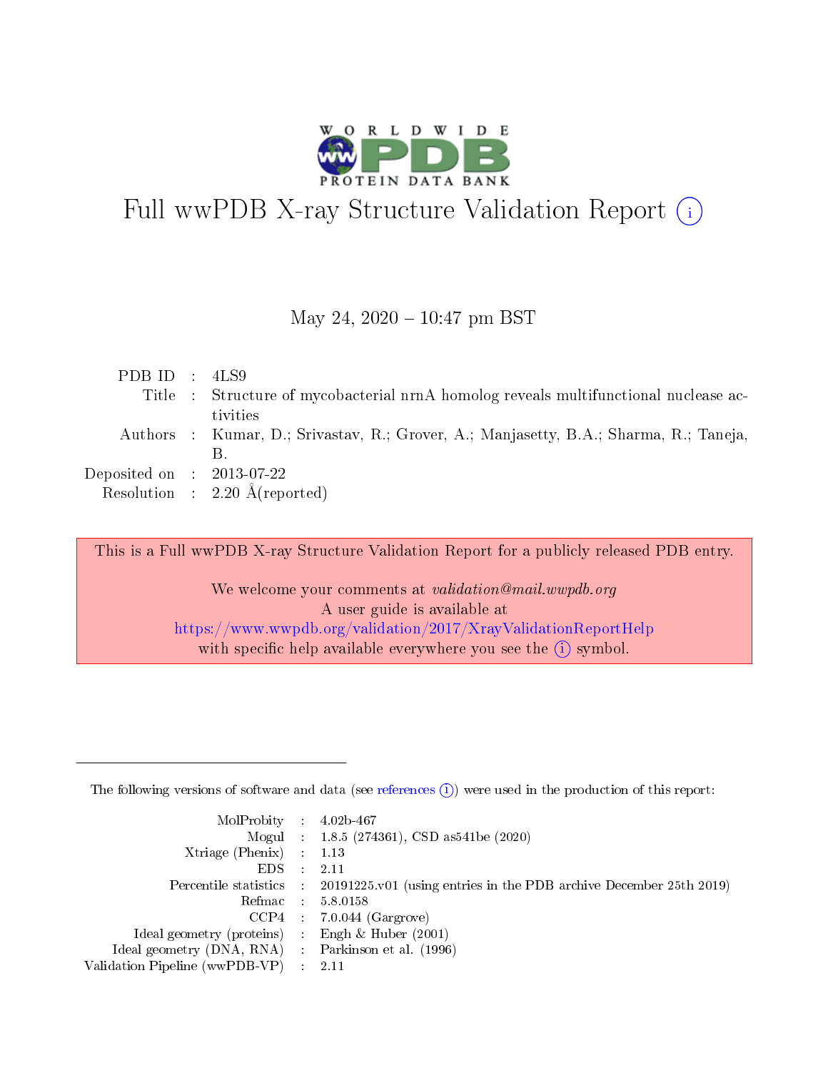# Full wwPDB X-ray Structure Validation Report

May 24, 2020 – 10:47 pm BST

| | | |
|---|---|---|
| PDB ID | : | 4LS9 |
| Title | : | Structure of mycobacterial nrnA homolog reveals multifunctional nuclease activities |
| Authors | : | Kumar, D.; Srivastav, R.; Grover, A.; Manjasetty, B.A.; Sharma, R.; Taneja, B. |
| Deposited on | : | 2013-07-22 |
| Resolution | : | 2.20 Å(reported) |

This is a Full wwPDB X-ray Structure Validation Report for a publicly released PDB entry.

We welcome your comments at *validation@mail.wwpdb.org*
A user guide is available at
https://www.wwpdb.org/validation/2017/XrayValidationReportHelp
with specific help available everywhere you see the (i) symbol.

---

The following versions of software and data (see references (i)) were used in the production of this report:

| | | |
|---|---|---|
| MolProbity | : | 4.02b-467 |
| Mogul | : | 1.8.5 (274361), CSD as541be (2020) |
| Xtriage (Phenix) | : | 1.13 |
| EDS | : | 2.11 |
| Percentile statistics | : | 20191225.v01 (using entries in the PDB archive December 25th 2019) |
| Refmac | : | 5.8.0158 |
| CCP4 | : | 7.0.044 (Gargrove) |
| Ideal geometry (proteins) | : | Engh & Huber (2001) |
| Ideal geometry (DNA, RNA) | : | Parkinson et al. (1996) |
| Validation Pipeline (wwPDB-VP) | : | 2.11 |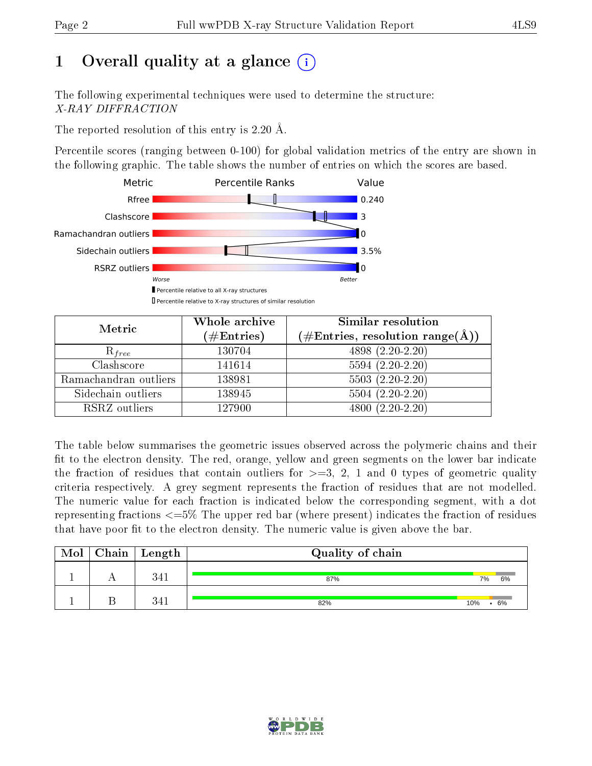# 1 Overall quality at a glance (i)

The following experimental techniques were used to determine the structure:
*X-RAY DIFFRACTION*

The reported resolution of this entry is 2.20 Å.

Percentile scores (ranging between 0-100) for global validation metrics of the entry are shown in the following graphic. The table shows the number of entries on which the scores are based.

| Metric | Value |
|---|---|
| Rfree | 0.240 |
| Clashscore | 3 |
| Ramachandran outliers | 0 |
| Sidechain outliers | 3.5% |
| RSRZ outliers | 0 |

Worse — Better

Percentile relative to all X-ray structures

Percentile relative to X-ray structures of similar resolution

| Metric | Whole archive (#Entries) | Similar resolution (#Entries, resolution range(Å)) |
|---|---|---|
| $R_{free}$ | 130704 | 4898 (2.20-2.20) |
| Clashscore | 141614 | 5594 (2.20-2.20) |
| Ramachandran outliers | 138981 | 5503 (2.20-2.20) |
| Sidechain outliers | 138945 | 5504 (2.20-2.20) |
| RSRZ outliers | 127900 | 4800 (2.20-2.20) |

The table below summarises the geometric issues observed across the polymeric chains and their fit to the electron density. The red, orange, yellow and green segments on the lower bar indicate the fraction of residues that contain outliers for >=3, 2, 1 and 0 types of geometric quality criteria respectively. A grey segment represents the fraction of residues that are not modelled. The numeric value for each fraction is indicated below the corresponding segment, with a dot representing fractions <=5% The upper red bar (where present) indicates the fraction of residues that have poor fit to the electron density. The numeric value is given above the bar.

| Mol | Chain | Length | Quality of chain |
|---|---|---|---|
| 1 | A | 341 | 87% 7% 6% |
| 1 | B | 341 | 82% 10% • 6% |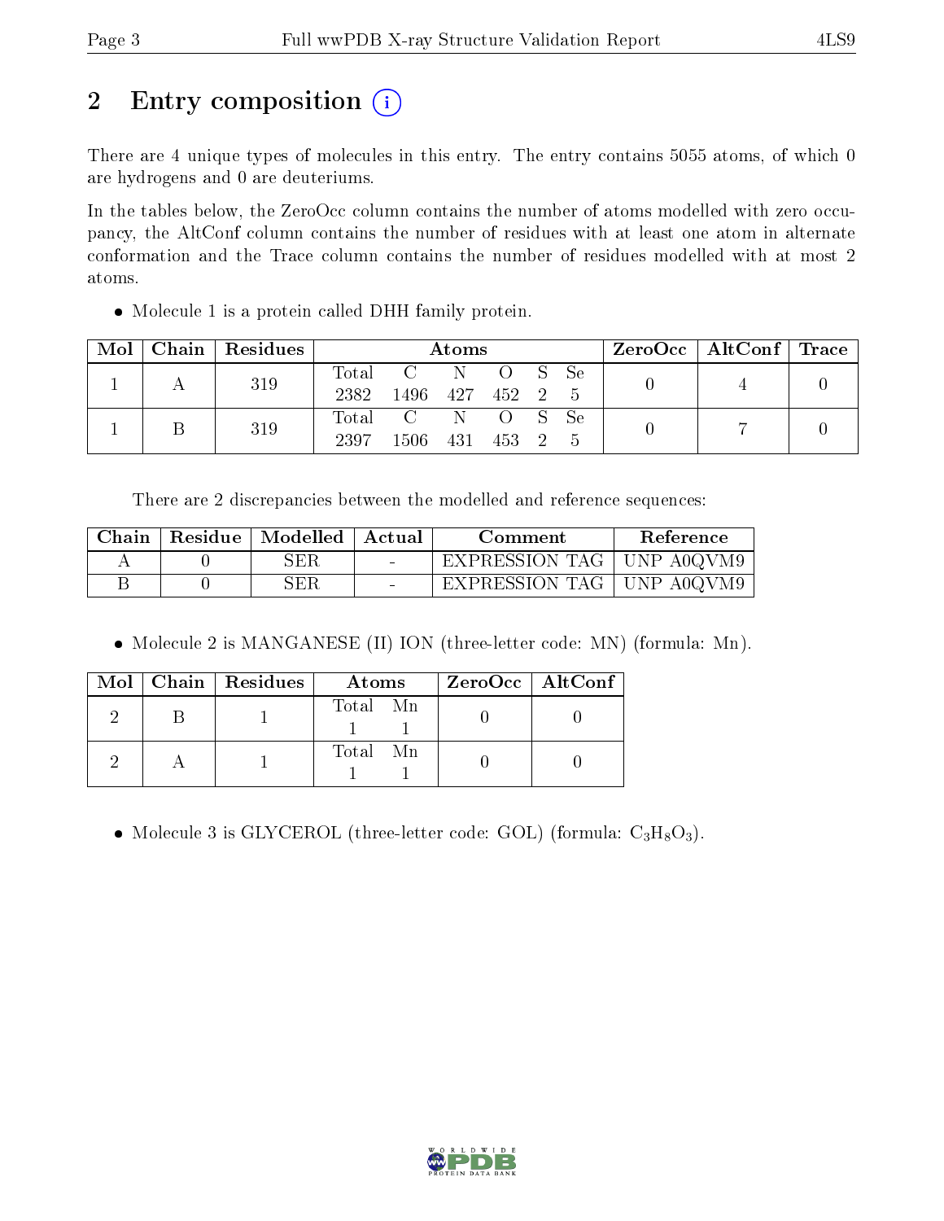# 2 Entry composition

There are 4 unique types of molecules in this entry. The entry contains 5055 atoms, of which 0 are hydrogens and 0 are deuteriums.

In the tables below, the ZeroOcc column contains the number of atoms modelled with zero occupancy, the AltConf column contains the number of residues with at least one atom in alternate conformation and the Trace column contains the number of residues modelled with at most 2 atoms.

- Molecule 1 is a protein called DHH family protein.

| Mol | Chain | Residues | Atoms | | | | | | ZeroOcc | AltConf | Trace |
|---|---|---|---|---|---|---|---|---|---|---|---|
| 1 | A | 319 | Total 2382 | C 1496 | N 427 | O 452 | S 2 | Se 5 | 0 | 4 | 0 |
| 1 | B | 319 | Total 2397 | C 1506 | N 431 | O 453 | S 2 | Se 5 | 0 | 7 | 0 |

There are 2 discrepancies between the modelled and reference sequences:

| Chain | Residue | Modelled | Actual | Comment | Reference |
|---|---|---|---|---|---|
| A | 0 | SER | - | EXPRESSION TAG | UNP A0QVM9 |
| B | 0 | SER | - | EXPRESSION TAG | UNP A0QVM9 |

- Molecule 2 is MANGANESE (II) ION (three-letter code: MN) (formula: Mn).

| Mol | Chain | Residues | Atoms | | ZeroOcc | AltConf |
|---|---|---|---|---|---|---|
| 2 | B | 1 | Total 1 | Mn 1 | 0 | 0 |
| 2 | A | 1 | Total 1 | Mn 1 | 0 | 0 |

- Molecule 3 is GLYCEROL (three-letter code: GOL) (formula: $C_3H_8O_3$).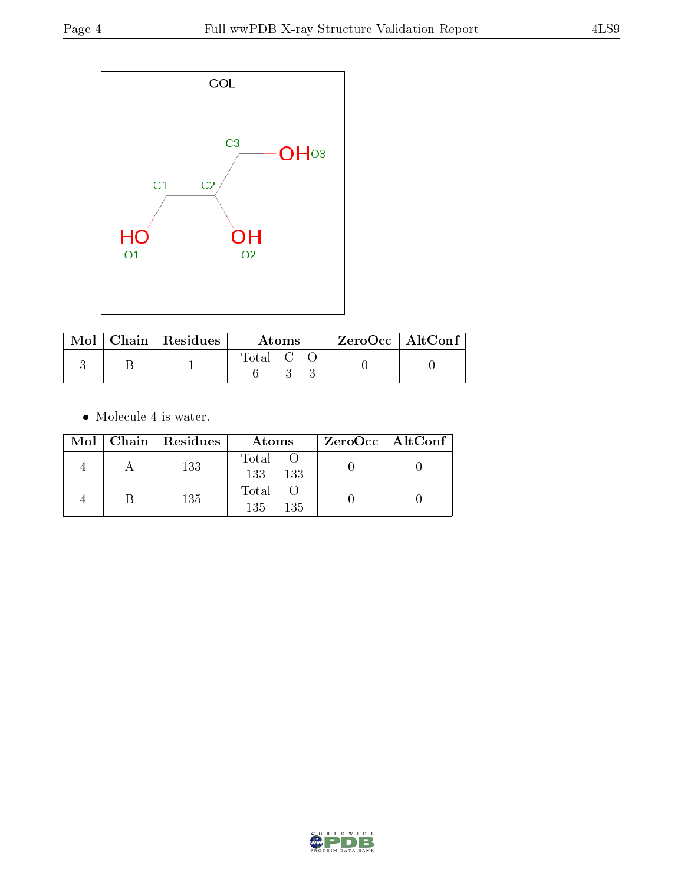GOL

| Mol | Chain | Residues | Atoms | | | ZeroOcc | AltConf |
|---|---|---|---|---|---|---|---|
| | | | Total | C | O | | |
| 3 | B | 1 | 6 | 3 | 3 | 0 | 0 |

- Molecule 4 is water.

| Mol | Chain | Residues | Atoms | | ZeroOcc | AltConf |
|---|---|---|---|---|---|---|
| | | | Total | O | | |
| 4 | A | 133 | 133 | 133 | 0 | 0 |
| 4 | B | 135 | 135 | 135 | 0 | 0 |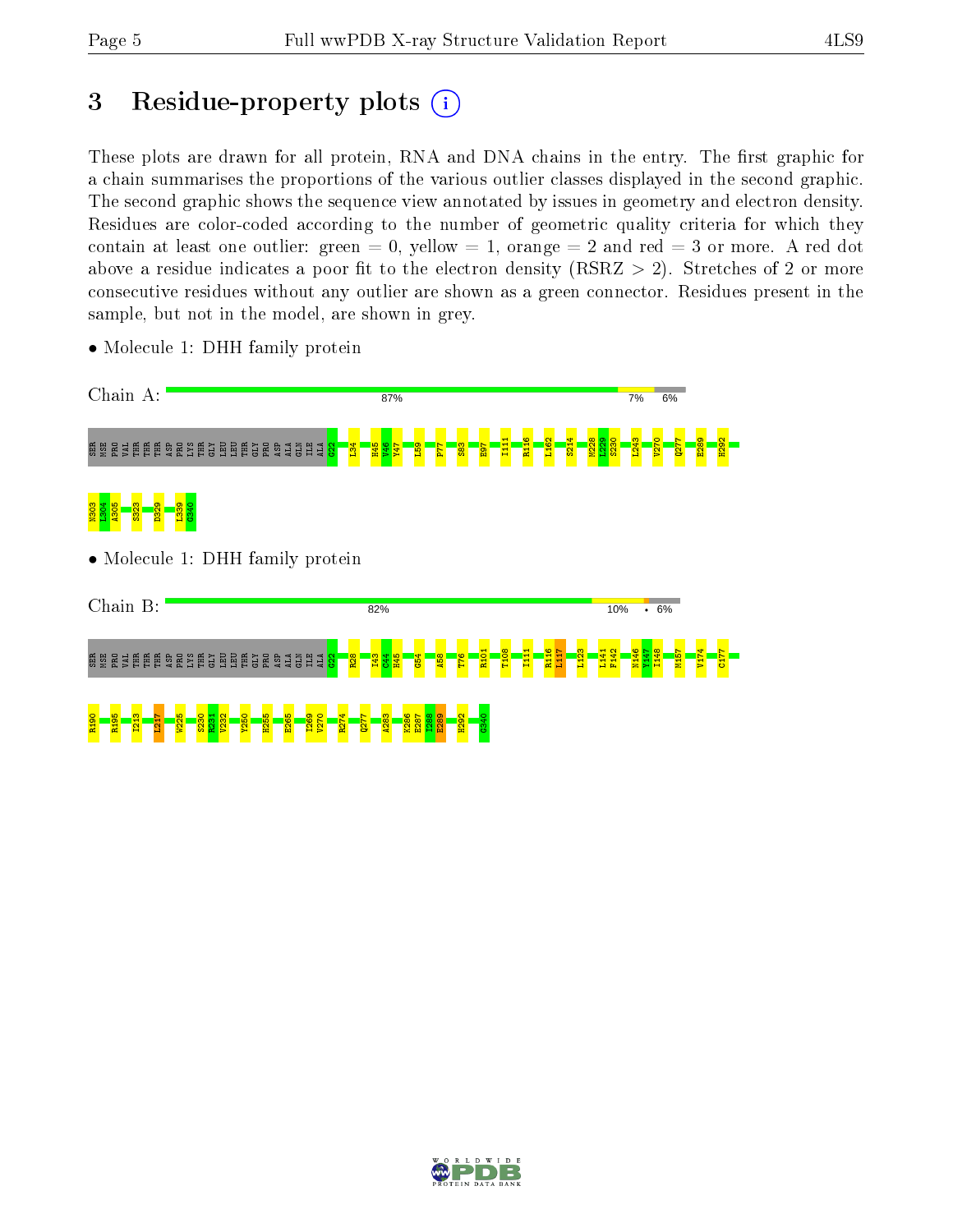# 3 Residue-property plots

These plots are drawn for all protein, RNA and DNA chains in the entry. The first graphic for a chain summarises the proportions of the various outlier classes displayed in the second graphic. The second graphic shows the sequence view annotated by issues in geometry and electron density. Residues are color-coded according to the number of geometric quality criteria for which they contain at least one outlier: green = 0, yellow = 1, orange = 2 and red = 3 or more. A red dot above a residue indicates a poor fit to the electron density (RSRZ > 2). Stretches of 2 or more consecutive residues without any outlier are shown as a green connector. Residues present in the sample, but not in the model, are shown in grey.

- Molecule 1: DHH family protein

Chain A: 87% 7% 6%

SER MET PRO VAL THR THR THR ASP PRO LYS THR GLY LEU LEU THR GLY PRO ASP ALA GLN ILE ALA G22 L34 H45 V46 Y47 L59 F77 S83 E97 I111 R116 L162 S214 M228 L229 S230 L243 V270 Q277 E289 H292 N303 L304 A305 S323 D329 L339 G340

- Molecule 1: DHH family protein

Chain B: 82% 10% • 6%

SER MET PRO VAL THR THR THR ASP PRO LYS THR GLY LEU LEU THR GLY PRO ASP ALA GLN ILE ALA G22 R28 I43 C44 H45 G54 A58 T76 R101 T108 I111 R116 L117 L123 L141 F142 N146 Y147 I148 M157 V174 C177 R190 R195 I213 I217 W225 S230 R231 V232 Y250 H255 E265 I269 V270 R274 Q277 A283 K286 E287 I288 E289 H292 G340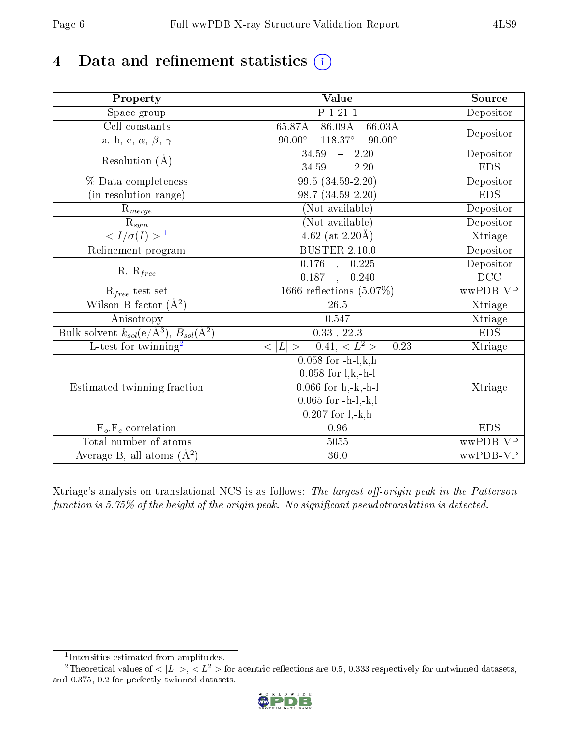# 4 Data and refinement statistics (i)

| Property | Value | Source |
|---|---|---|
| Space group | P 1 21 1 | Depositor |
| Cell constants<br>a, b, c, $\alpha$, $\beta$, $\gamma$ | 65.87Å 86.09Å 66.03Å<br>90.00° 118.37° 90.00° | Depositor |
| Resolution (Å) | 34.59 – 2.20<br>34.59 – 2.20 | Depositor<br>EDS |
| % Data completeness<br>(in resolution range) | 99.5 (34.59-2.20)<br>98.7 (34.59-2.20) | Depositor<br>EDS |
| $R_{merge}$ | (Not available) | Depositor |
| $R_{sym}$ | (Not available) | Depositor |
| $< I/\sigma(I) >$ [1] | 4.62 (at 2.20Å) | Xtriage |
| Refinement program | BUSTER 2.10.0 | Depositor |
| R, $R_{free}$ | 0.176 , 0.225<br>0.187 , 0.240 | Depositor<br>DCC |
| $R_{free}$ test set | 1666 reflections (5.07%) | wwPDB-VP |
| Wilson B-factor (Å$^2$) | 26.5 | Xtriage |
| Anisotropy | 0.547 | Xtriage |
| Bulk solvent $k_{sol}$(e/Å$^3$), $B_{sol}$(Å$^2$) | 0.33 , 22.3 | EDS |
| L-test for twinning[2] | $< \|L\| >$ = 0.41, $< L^2 >$ = 0.23 | Xtriage |
| Estimated twinning fraction | 0.058 for -h-l,k,h<br>0.058 for l,k,-h-l<br>0.066 for h,-k,-h-l<br>0.065 for -h-l,-k,l<br>0.207 for l,-k,h | Xtriage |
| $F_o$,$F_c$ correlation | 0.96 | EDS |
| Total number of atoms | 5055 | wwPDB-VP |
| Average B, all atoms (Å$^2$) | 36.0 | wwPDB-VP |

Xtriage's analysis on translational NCS is as follows: *The largest off-origin peak in the Patterson function is 5.75% of the height of the origin peak. No significant pseudotranslation is detected.*

[1] Intensities estimated from amplitudes.

[2] Theoretical values of $< |L| >$, $< L^2 >$ for acentric reflections are 0.5, 0.333 respectively for untwinned datasets, and 0.375, 0.2 for perfectly twinned datasets.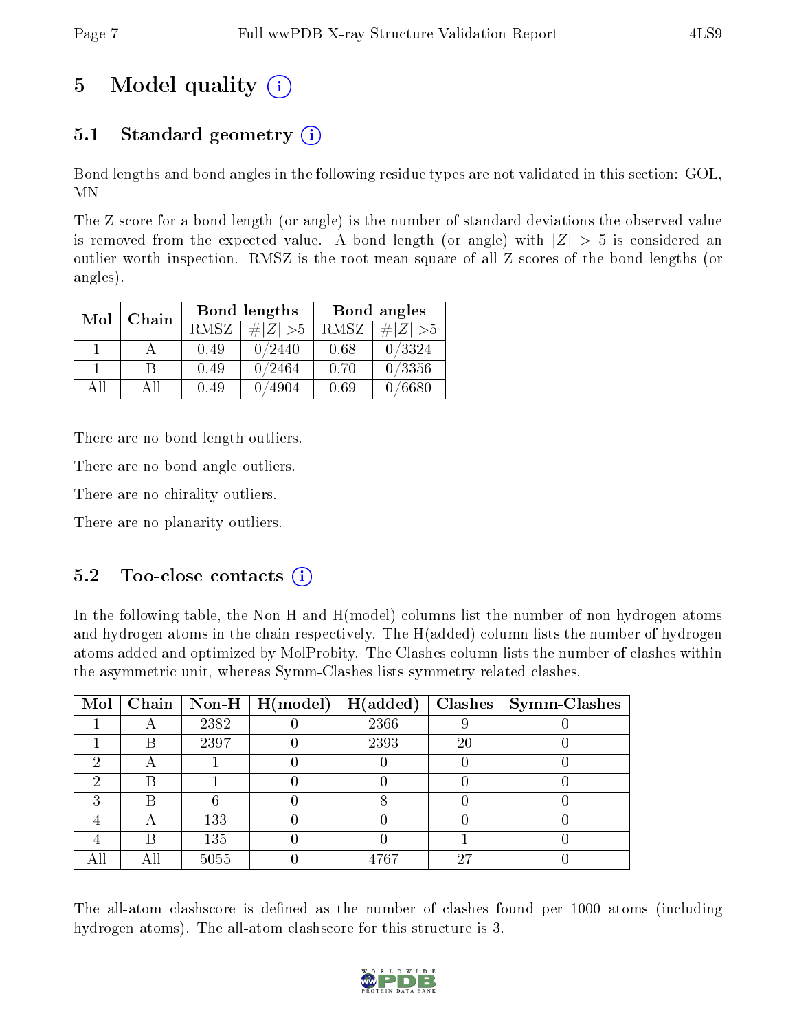# 5 Model quality

## 5.1 Standard geometry

Bond lengths and bond angles in the following residue types are not validated in this section: GOL, MN

The Z score for a bond length (or angle) is the number of standard deviations the observed value is removed from the expected value. A bond length (or angle) with $|Z| > 5$ is considered an outlier worth inspection. RMSZ is the root-mean-square of all Z scores of the bond lengths (or angles).

| Mol | Chain | Bond lengths | | Bond angles | |
|---|---|---|---|---|---|
| | | RMSZ | $\#\|Z\| > 5$ | RMSZ | $\#\|Z\| > 5$ |
| 1 | A | 0.49 | 0/2440 | 0.68 | 0/3324 |
| 1 | B | 0.49 | 0/2464 | 0.70 | 0/3356 |
| All | All | 0.49 | 0/4904 | 0.69 | 0/6680 |

There are no bond length outliers.

There are no bond angle outliers.

There are no chirality outliers.

There are no planarity outliers.

## 5.2 Too-close contacts

In the following table, the Non-H and H(model) columns list the number of non-hydrogen atoms and hydrogen atoms in the chain respectively. The H(added) column lists the number of hydrogen atoms added and optimized by MolProbity. The Clashes column lists the number of clashes within the asymmetric unit, whereas Symm-Clashes lists symmetry related clashes.

| Mol | Chain | Non-H | H(model) | H(added) | Clashes | Symm-Clashes |
|---|---|---|---|---|---|---|
| 1 | A | 2382 | 0 | 2366 | 9 | 0 |
| 1 | B | 2397 | 0 | 2393 | 20 | 0 |
| 2 | A | 1 | 0 | 0 | 0 | 0 |
| 2 | B | 1 | 0 | 0 | 0 | 0 |
| 3 | B | 6 | 0 | 8 | 0 | 0 |
| 4 | A | 133 | 0 | 0 | 0 | 0 |
| 4 | B | 135 | 0 | 0 | 1 | 0 |
| All | All | 5055 | 0 | 4767 | 27 | 0 |

The all-atom clashscore is defined as the number of clashes found per 1000 atoms (including hydrogen atoms). The all-atom clashscore for this structure is 3.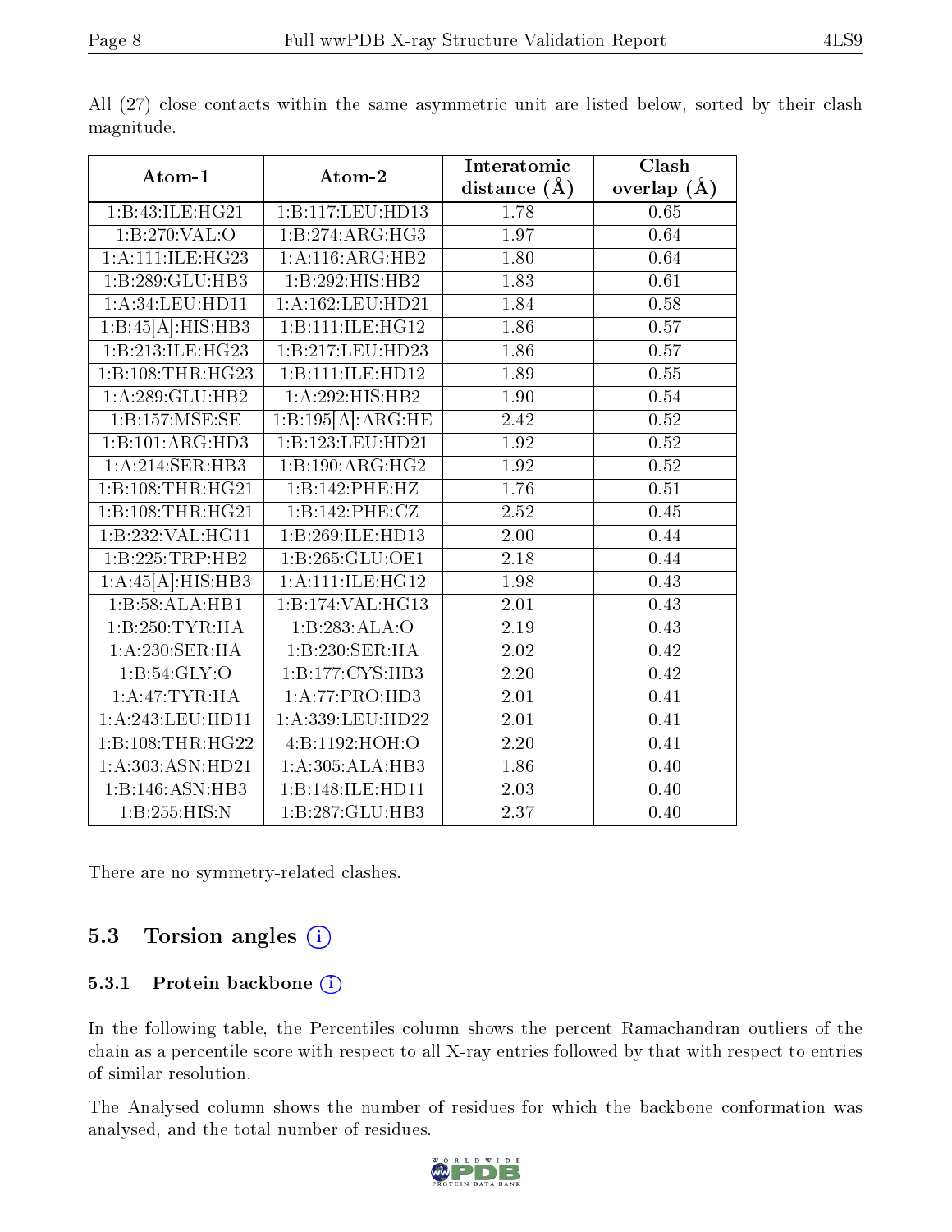All (27) close contacts within the same asymmetric unit are listed below, sorted by their clash magnitude.

| Atom-1 | Atom-2 | Interatomic distance (Å) | Clash overlap (Å) |
|---|---|---|---|
| 1:B:43:ILE:HG21 | 1:B:117:LEU:HD13 | 1.78 | 0.65 |
| 1:B:270:VAL:O | 1:B:274:ARG:HG3 | 1.97 | 0.64 |
| 1:A:111:ILE:HG23 | 1:A:116:ARG:HB2 | 1.80 | 0.64 |
| 1:B:289:GLU:HB3 | 1:B:292:HIS:HB2 | 1.83 | 0.61 |
| 1:A:34:LEU:HD11 | 1:A:162:LEU:HD21 | 1.84 | 0.58 |
| 1:B:45[A]:HIS:HB3 | 1:B:111:ILE:HG12 | 1.86 | 0.57 |
| 1:B:213:ILE:HG23 | 1:B:217:LEU:HD23 | 1.86 | 0.57 |
| 1:B:108:THR:HG23 | 1:B:111:ILE:HD12 | 1.89 | 0.55 |
| 1:A:289:GLU:HB2 | 1:A:292:HIS:HB2 | 1.90 | 0.54 |
| 1:B:157:MSE:SE | 1:B:195[A]:ARG:HE | 2.42 | 0.52 |
| 1:B:101:ARG:HD3 | 1:B:123:LEU:HD21 | 1.92 | 0.52 |
| 1:A:214:SER:HB3 | 1:B:190:ARG:HG2 | 1.92 | 0.52 |
| 1:B:108:THR:HG21 | 1:B:142:PHE:HZ | 1.76 | 0.51 |
| 1:B:108:THR:HG21 | 1:B:142:PHE:CZ | 2.52 | 0.45 |
| 1:B:232:VAL:HG11 | 1:B:269:ILE:HD13 | 2.00 | 0.44 |
| 1:B:225:TRP:HB2 | 1:B:265:GLU:OE1 | 2.18 | 0.44 |
| 1:A:45[A]:HIS:HB3 | 1:A:111:ILE:HG12 | 1.98 | 0.43 |
| 1:B:58:ALA:HB1 | 1:B:174:VAL:HG13 | 2.01 | 0.43 |
| 1:B:250:TYR:HA | 1:B:283:ALA:O | 2.19 | 0.43 |
| 1:A:230:SER:HA | 1:B:230:SER:HA | 2.02 | 0.42 |
| 1:B:54:GLY:O | 1:B:177:CYS:HB3 | 2.20 | 0.42 |
| 1:A:47:TYR:HA | 1:A:77:PRO:HD3 | 2.01 | 0.41 |
| 1:A:243:LEU:HD11 | 1:A:339:LEU:HD22 | 2.01 | 0.41 |
| 1:B:108:THR:HG22 | 4:B:1192:HOH:O | 2.20 | 0.41 |
| 1:A:303:ASN:HD21 | 1:A:305:ALA:HB3 | 1.86 | 0.40 |
| 1:B:146:ASN:HB3 | 1:B:148:ILE:HD11 | 2.03 | 0.40 |
| 1:B:255:HIS:N | 1:B:287:GLU:HB3 | 2.37 | 0.40 |

There are no symmetry-related clashes.

## 5.3 Torsion angles

### 5.3.1 Protein backbone

In the following table, the Percentiles column shows the percent Ramachandran outliers of the chain as a percentile score with respect to all X-ray entries followed by that with respect to entries of similar resolution.

The Analysed column shows the number of residues for which the backbone conformation was analysed, and the total number of residues.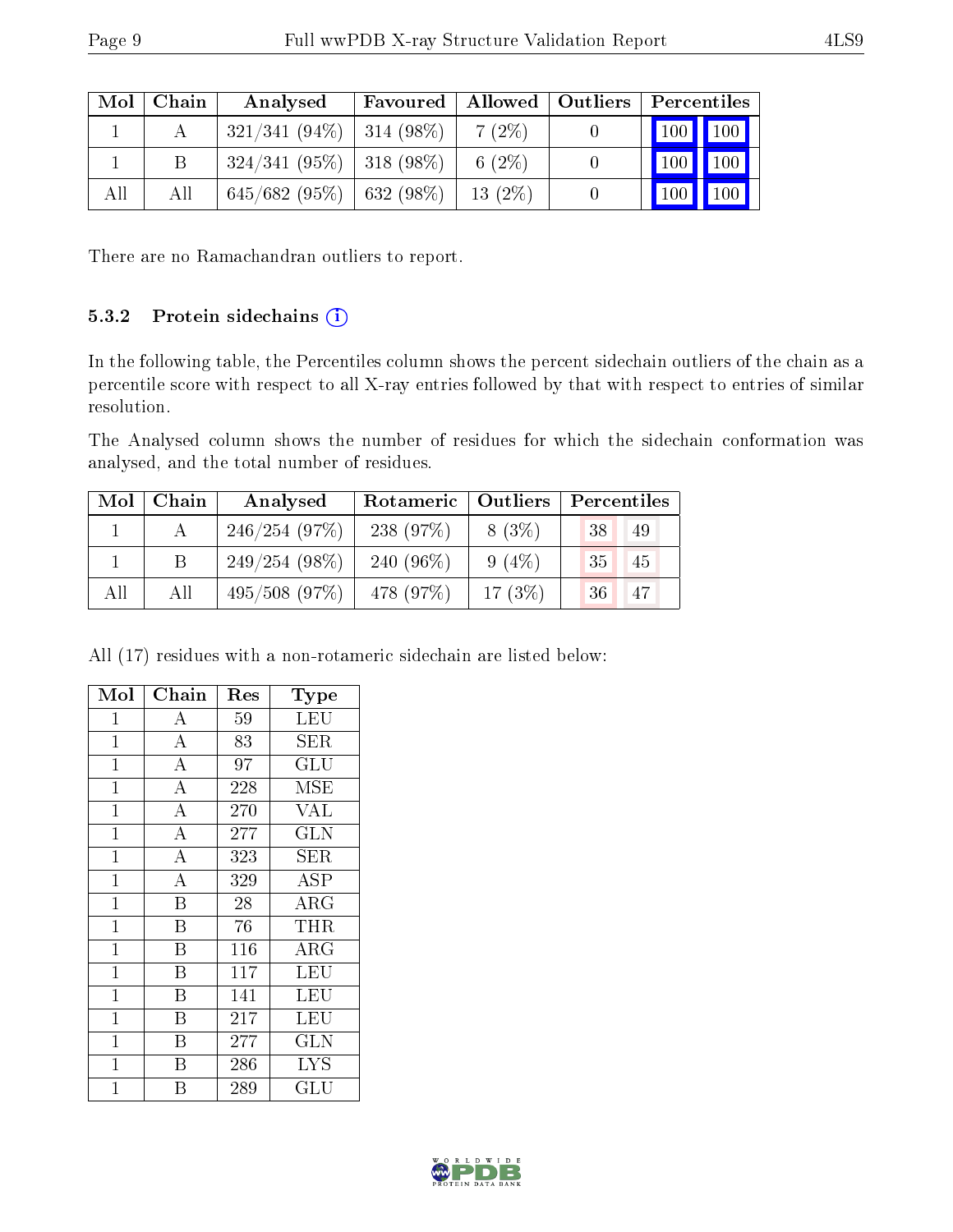| Mol | Chain | Analysed | Favoured | Allowed | Outliers | Percentiles | |
|---|---|---|---|---|---|---|---|
| 1 | A | 321/341 (94%) | 314 (98%) | 7 (2%) | 0 | 100 | 100 |
| 1 | B | 324/341 (95%) | 318 (98%) | 6 (2%) | 0 | 100 | 100 |
| All | All | 645/682 (95%) | 632 (98%) | 13 (2%) | 0 | 100 | 100 |

There are no Ramachandran outliers to report.

#### 5.3.2 Protein sidechains

In the following table, the Percentiles column shows the percent sidechain outliers of the chain as a percentile score with respect to all X-ray entries followed by that with respect to entries of similar resolution.

The Analysed column shows the number of residues for which the sidechain conformation was analysed, and the total number of residues.

| Mol | Chain | Analysed | Rotameric | Outliers | Percentiles | |
|---|---|---|---|---|---|---|
| 1 | A | 246/254 (97%) | 238 (97%) | 8 (3%) | 38 | 49 |
| 1 | B | 249/254 (98%) | 240 (96%) | 9 (4%) | 35 | 45 |
| All | All | 495/508 (97%) | 478 (97%) | 17 (3%) | 36 | 47 |

All (17) residues with a non-rotameric sidechain are listed below:

| Mol | Chain | Res | Type |
|---|---|---|---|
| 1 | A | 59 | LEU |
| 1 | A | 83 | SER |
| 1 | A | 97 | GLU |
| 1 | A | 228 | MSE |
| 1 | A | 270 | VAL |
| 1 | A | 277 | GLN |
| 1 | A | 323 | SER |
| 1 | A | 329 | ASP |
| 1 | B | 28 | ARG |
| 1 | B | 76 | THR |
| 1 | B | 116 | ARG |
| 1 | B | 117 | LEU |
| 1 | B | 141 | LEU |
| 1 | B | 217 | LEU |
| 1 | B | 277 | GLN |
| 1 | B | 286 | LYS |
| 1 | B | 289 | GLU |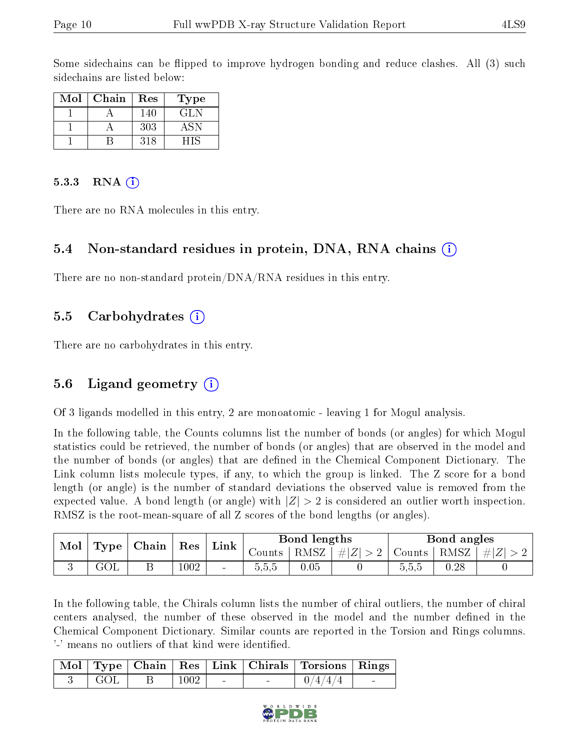Some sidechains can be flipped to improve hydrogen bonding and reduce clashes. All (3) such sidechains are listed below:

| Mol | Chain | Res | Type |
|---|---|---|---|
| 1 | A | 140 | GLN |
| 1 | A | 303 | ASN |
| 1 | B | 318 | HIS |

### 5.3.3 RNA

There are no RNA molecules in this entry.

## 5.4 Non-standard residues in protein, DNA, RNA chains

There are no non-standard protein/DNA/RNA residues in this entry.

## 5.5 Carbohydrates

There are no carbohydrates in this entry.

## 5.6 Ligand geometry

Of 3 ligands modelled in this entry, 2 are monoatomic - leaving 1 for Mogul analysis.

In the following table, the Counts columns list the number of bonds (or angles) for which Mogul statistics could be retrieved, the number of bonds (or angles) that are observed in the model and the number of bonds (or angles) that are defined in the Chemical Component Dictionary. The Link column lists molecule types, if any, to which the group is linked. The Z score for a bond length (or angle) is the number of standard deviations the observed value is removed from the expected value. A bond length (or angle) with $|Z| > 2$ is considered an outlier worth inspection. RMSZ is the root-mean-square of all Z scores of the bond lengths (or angles).

| Mol | Type | Chain | Res | Link | Bond lengths | | | Bond angles | | |
|---|---|---|---|---|---|---|---|---|---|---|
| | | | | | Counts | RMSZ | $\#\|Z\| > 2$ | Counts | RMSZ | $\#\|Z\| > 2$ |
| 3 | GOL | B | 1002 | - | 5,5,5 | 0.05 | 0 | 5,5,5 | 0.28 | 0 |

In the following table, the Chirals column lists the number of chiral outliers, the number of chiral centers analysed, the number of these observed in the model and the number defined in the Chemical Component Dictionary. Similar counts are reported in the Torsion and Rings columns. '-' means no outliers of that kind were identified.

| Mol | Type | Chain | Res | Link | Chirals | Torsions | Rings |
|---|---|---|---|---|---|---|---|
| 3 | GOL | B | 1002 | - | - | 0/4/4/4 | - |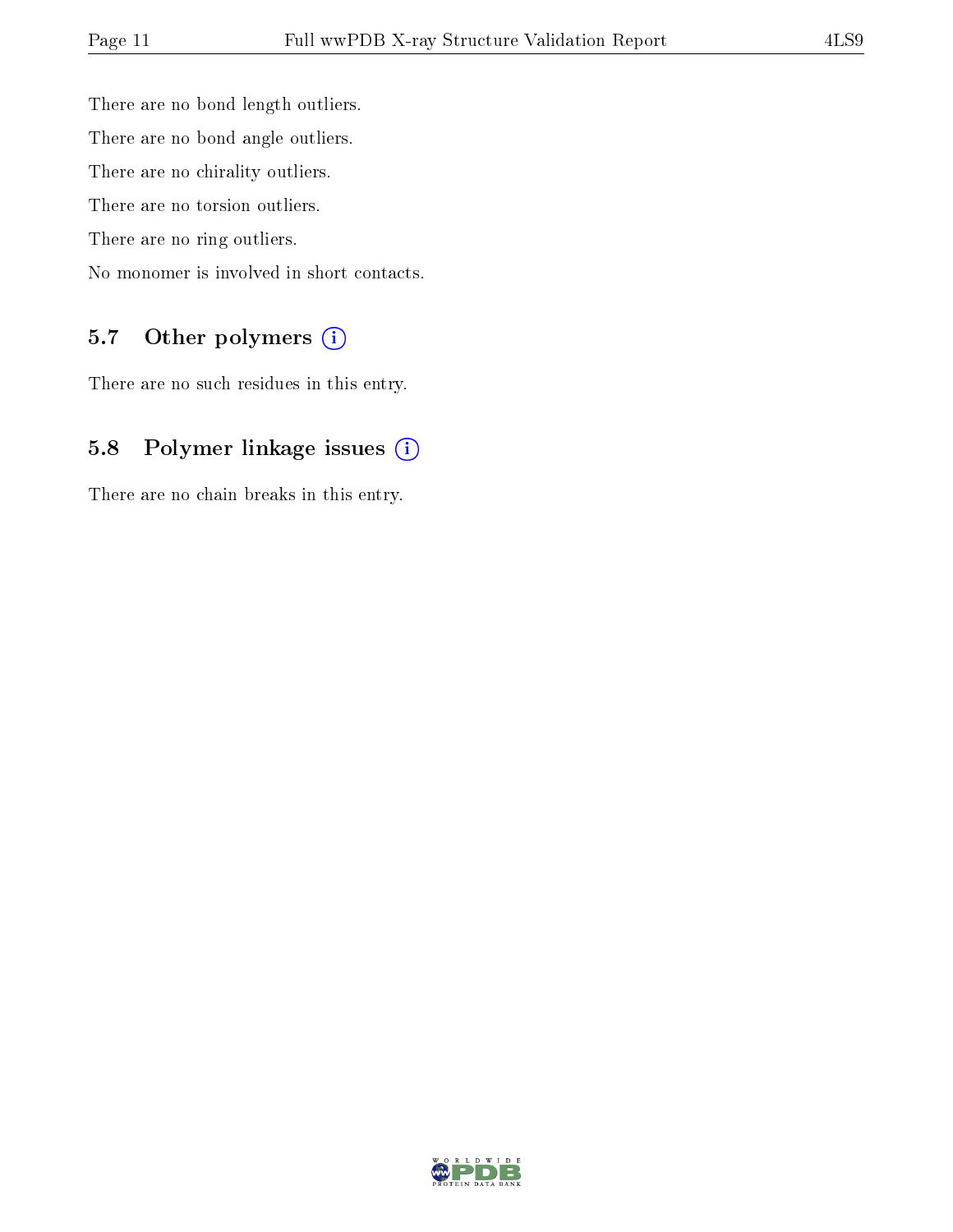There are no bond length outliers.

There are no bond angle outliers.

There are no chirality outliers.

There are no torsion outliers.

There are no ring outliers.

No monomer is involved in short contacts.

## 5.7 Other polymers

There are no such residues in this entry.

## 5.8 Polymer linkage issues

There are no chain breaks in this entry.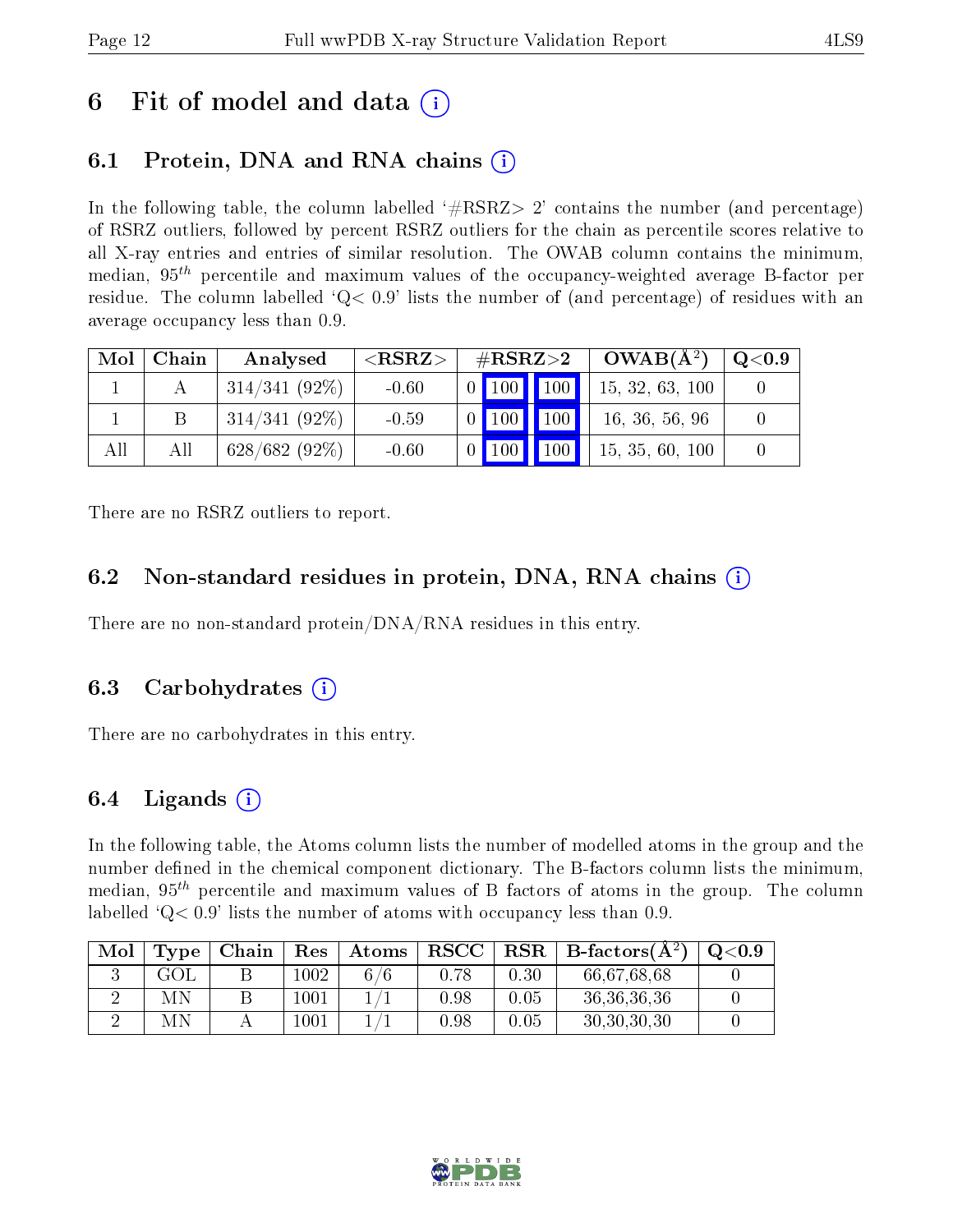# 6 Fit of model and data (i)

## 6.1 Protein, DNA and RNA chains (i)

In the following table, the column labelled '#RSRZ> 2' contains the number (and percentage) of RSRZ outliers, followed by percent RSRZ outliers for the chain as percentile scores relative to all X-ray entries and entries of similar resolution. The OWAB column contains the minimum, median, $95^{th}$ percentile and maximum values of the occupancy-weighted average B-factor per residue. The column labelled 'Q< 0.9' lists the number of (and percentage) of residues with an average occupancy less than 0.9.

| Mol | Chain | Analysed | <RSRZ> | #RSRZ>2 | | | OWAB(Å$^2$) | Q<0.9 |
|---|---|---|---|---|---|---|---|---|
| 1 | A | 314/341 (92%) | -0.60 | 0 | 100 | 100 | 15, 32, 63, 100 | 0 |
| 1 | B | 314/341 (92%) | -0.59 | 0 | 100 | 100 | 16, 36, 56, 96 | 0 |
| All | All | 628/682 (92%) | -0.60 | 0 | 100 | 100 | 15, 35, 60, 100 | 0 |

There are no RSRZ outliers to report.

## 6.2 Non-standard residues in protein, DNA, RNA chains (i)

There are no non-standard protein/DNA/RNA residues in this entry.

## 6.3 Carbohydrates (i)

There are no carbohydrates in this entry.

## 6.4 Ligands (i)

In the following table, the Atoms column lists the number of modelled atoms in the group and the number defined in the chemical component dictionary. The B-factors column lists the minimum, median, $95^{th}$ percentile and maximum values of B factors of atoms in the group. The column labelled 'Q< 0.9' lists the number of atoms with occupancy less than 0.9.

| Mol | Type | Chain | Res | Atoms | RSCC | RSR | B-factors(Å$^2$) | Q<0.9 |
|---|---|---|---|---|---|---|---|---|
| 3 | GOL | B | 1002 | 6/6 | 0.78 | 0.30 | 66,67,68,68 | 0 |
| 2 | MN | B | 1001 | 1/1 | 0.98 | 0.05 | 36,36,36,36 | 0 |
| 2 | MN | A | 1001 | 1/1 | 0.98 | 0.05 | 30,30,30,30 | 0 |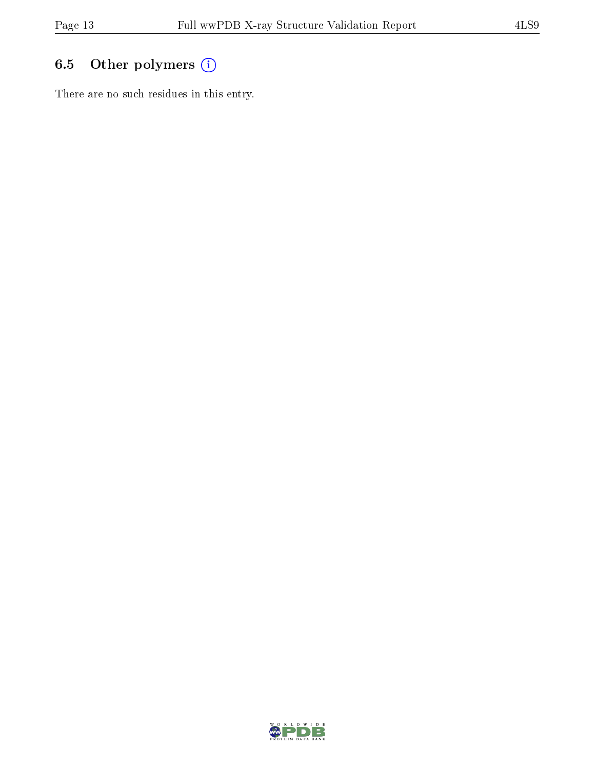### 6.5 Other polymers (i)

There are no such residues in this entry.